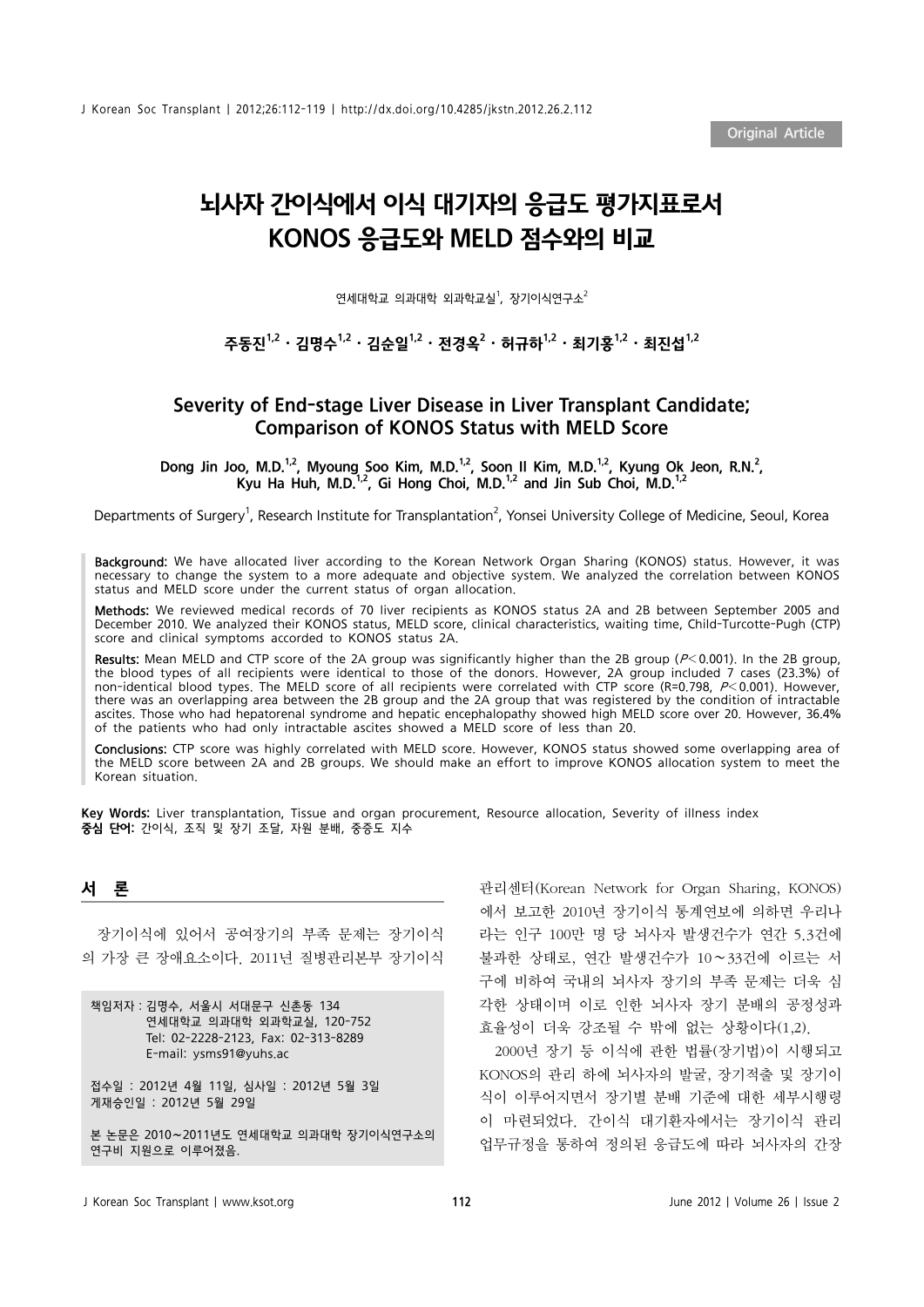Original Article

# 뇌사자 간이식에서 이식 대기자의 응급도 평가지표로서 KONOS 응급도와 MELD 점수와의 비교

연세대학교 의과대학 외과학교실[1], 장기이식연구소[2]

**주동진[1,2] · 김명수[1,2] · 김순일[1,2] · 전경옥[2] · 허규하[1,2] · 최기홍[1,2] · 최진섭[1,2]**

## Severity of End-stage Liver Disease in Liver Transplant Candidate; Comparison of KONOS Status with MELD Score

**Dong Jin Joo, M.D.[1,2], Myoung Soo Kim, M.D.[1,2], Soon Il Kim, M.D.[1,2], Kyung Ok Jeon, R.N.[2], Kyu Ha Huh, M.D.[1,2], Gi Hong Choi, M.D.[1,2] and Jin Sub Choi, M.D.[1,2]**

Departments of Surgery[1], Research Institute for Transplantation[2], Yonsei University College of Medicine, Seoul, Korea

**Background:** We have allocated liver according to the Korean Network Organ Sharing (KONOS) status. However, it was necessary to change the system to a more adequate and objective system. We analyzed the correlation between KONOS status and MELD score under the current status of organ allocation.

**Methods:** We reviewed medical records of 70 liver recipients as KONOS status 2A and 2B between September 2005 and December 2010. We analyzed their KONOS status, MELD score, clinical characteristics, waiting time, Child-Turcotte-Pugh (CTP) score and clinical symptoms accorded to KONOS status 2A.

**Results:** Mean MELD and CTP score of the 2A group was significantly higher than the 2B group ($P<0.001$). In the 2B group, the blood types of all recipients were identical to those of the donors. However, 2A group included 7 cases (23.3%) of non-identical blood types. The MELD score of all recipients were correlated with CTP score (R=0.798, $P<0.001$). However, there was an overlapping area between the 2B group and the 2A group that was registered by the condition of intractable ascites. Those who had hepatorenal syndrome and hepatic encephalopathy showed high MELD score over 20. However, 36.4% of the patients who had only intractable ascites showed a MELD score of less than 20.

**Conclusions:** CTP score was highly correlated with MELD score. However, KONOS status showed some overlapping area of the MELD score between 2A and 2B groups. We should make an effort to improve KONOS allocation system to meet the Korean situation.

**Key Words:** Liver transplantation, Tissue and organ procurement, Resource allocation, Severity of illness index
**중심 단어:** 간이식, 조직 및 장기 조달, 자원 분배, 중증도 지수

## 서 론

장기이식에 있어서 공여장기의 부족 문제는 장기이식의 가장 큰 장애요소이다. 2011년 질병관리본부 장기이식관리센터(Korean Network for Organ Sharing, KONOS)에서 보고한 2010년 장기이식 통계연보에 의하면 우리나라는 인구 100만 명 당 뇌사자 발생건수가 연간 5.3건에 불과한 상태로, 연간 발생건수가 10~33건에 이르는 서구에 비하여 국내의 뇌사자 장기의 부족 문제는 더욱 심각한 상태이며 이로 인한 뇌사자 장기 분배의 공정성과 효율성이 더욱 강조될 수 밖에 없는 상황이다(1,2).

2000년 장기 등 이식에 관한 법률(장기법)이 시행되고 KONOS의 관리 하에 뇌사자의 발굴, 장기적출 및 장기이식이 이루어지면서 장기별 분배 기준에 대한 세부시행령이 마련되었다. 간이식 대기환자에서는 장기이식 관리 업무규정을 통하여 정의된 응급도에 따라 뇌사자의 간장

책임저자 : 김명수, 서울시 서대문구 신촌동 134
연세대학교 의과대학 외과학교실, 120-752
Tel: 02-2228-2123, Fax: 02-313-8289
E-mail: ysms91@yuhs.ac

접수일 : 2012년 4월 11일, 심사일 : 2012년 5월 3일
게재승인일 : 2012년 5월 29일

본 논문은 2010~2011년도 연세대학교 의과대학 장기이식연구소의 연구비 지원으로 이루어졌음.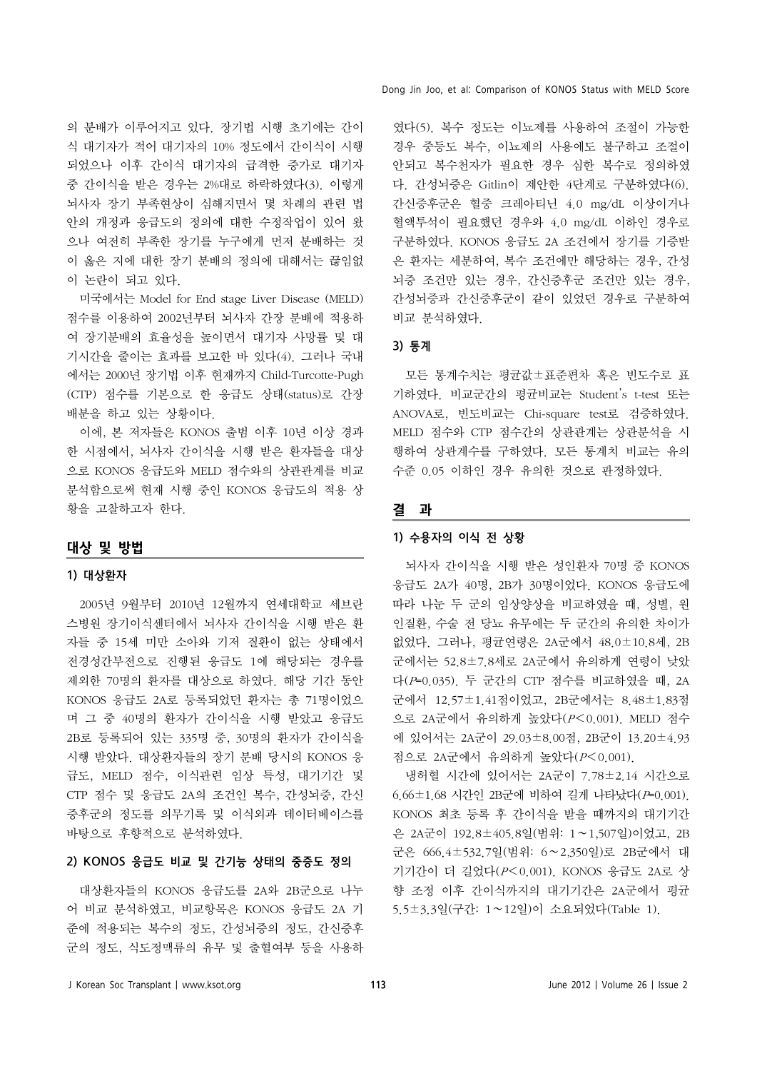의 분배가 이루어지고 있다. 장기법 시행 초기에는 간이식 대기자가 적어 대기자의 10% 정도에서 간이식이 시행되었으나 이후 간이식 대기자의 급격한 증가로 대기자 중 간이식을 받은 경우는 2%대로 하락하였다(3). 이렇게 뇌사자 장기 부족현상이 심해지면서 몇 차례의 관련 법안의 개정과 응급도의 정의에 대한 수정작업이 있어 왔으나 여전히 부족한 장기를 누구에게 먼저 분배하는 것이 옳은 지에 대한 장기 분배의 정의에 대해서는 끊임없이 논란이 되고 있다.

미국에서는 Model for End stage Liver Disease (MELD) 점수를 이용하여 2002년부터 뇌사자 간장 분배에 적용하여 장기분배의 효율성을 높이면서 대기자 사망률 및 대기시간을 줄이는 효과를 보고한 바 있다(4). 그러나 국내에서는 2000년 장기법 이후 현재까지 Child-Turcotte-Pugh (CTP) 점수를 기본으로 한 응급도 상태(status)로 간장 배분을 하고 있는 상황이다.

이에, 본 저자들은 KONOS 출범 이후 10년 이상 경과한 시점에서, 뇌사자 간이식을 시행 받은 환자들을 대상으로 KONOS 응급도와 MELD 점수와의 상관관계를 비교 분석함으로써 현재 시행 중인 KONOS 응급도의 적용 상황을 고찰하고자 한다.

## 대상 및 방법

### 1) 대상환자

2005년 9월부터 2010년 12월까지 연세대학교 세브란스병원 장기이식센터에서 뇌사자 간이식을 시행 받은 환자들 중 15세 미만 소아와 기저 질환이 없는 상태에서 전격성간부전으로 진행된 응급도 1에 해당되는 경우를 제외한 70명의 환자를 대상으로 하였다. 해당 기간 동안 KONOS 응급도 2A로 등록되었던 환자는 총 71명이었으며 그 중 40명의 환자가 간이식을 시행 받았고 응급도 2B로 등록되어 있는 335명 중, 30명의 환자가 간이식을 시행 받았다. 대상환자들의 장기 분배 당시의 KONOS 응급도, MELD 점수, 이식관련 임상 특성, 대기기간 및 CTP 점수 및 응급도 2A의 조건인 복수, 간성뇌증, 간신증후군의 정도를 의무기록 및 이식외과 데이터베이스를 바탕으로 후향적으로 분석하였다.

### 2) KONOS 응급도 비교 및 간기능 상태의 중증도 정의

대상환자들의 KONOS 응급도를 2A와 2B군으로 나누어 비교 분석하였고, 비교항목은 KONOS 응급도 2A 기준에 적용되는 복수의 정도, 간성뇌증의 정도, 간신증후군의 정도, 식도정맥류의 유무 및 출혈여부 등을 사용하였다(5). 복수 정도는 이뇨제를 사용하여 조절이 가능한 경우 중등도 복수, 이뇨제의 사용에도 불구하고 조절이 안되고 복수천자가 필요한 경우 심한 복수로 정의하였다. 간성뇌증은 Gitlin이 제안한 4단계로 구분하였다(6). 간신증후군은 혈중 크레아티닌 4.0 mg/dL 이상이거나 혈액투석이 필요했던 경우와 4.0 mg/dL 이하인 경우로 구분하였다. KONOS 응급도 2A 조건에서 장기를 기증받은 환자는 세분하여, 복수 조건에만 해당하는 경우, 간성뇌증 조건만 있는 경우, 간신증후군 조건만 있는 경우, 간성뇌증과 간신증후군이 같이 있었던 경우로 구분하여 비교 분석하였다.

### 3) 통계

모든 통계수치는 평균값±표준편차 혹은 빈도수로 표기하였다. 비교군간의 평균비교는 Student's t-test 또는 ANOVA로, 빈도비교는 Chi-square test로 검증하였다. MELD 점수와 CTP 점수간의 상관관계는 상관분석을 시행하여 상관계수를 구하였다. 모든 통계치 비교는 유의수준 0.05 이하인 경우 유의한 것으로 판정하였다.

## 결 과

### 1) 수용자의 이식 전 상황

뇌사자 간이식을 시행 받은 성인환자 70명 중 KONOS 응급도 2A가 40명, 2B가 30명이었다. KONOS 응급도에 따라 나눈 두 군의 임상양상을 비교하였을 때, 성별, 원인질환, 수술 전 당뇨 유무에는 두 군간의 유의한 차이가 없었다. 그러나, 평균연령은 2A군에서 48.0±10.8세, 2B군에서는 52.8±7.8세로 2A군에서 유의하게 연령이 낮았다($P$=0.035). 두 군간의 CTP 점수를 비교하였을 때, 2A군에서 12.57±1.41점이었고, 2B군에서는 8.48±1.83점으로 2A군에서 유의하게 높았다($P<0.001$). MELD 점수에 있어서는 2A군이 29.03±8.00점, 2B군이 13.20±4.93점으로 2A군에서 유의하게 높았다($P<0.001$).

냉허혈 시간에 있어서는 2A군이 7.78±2.14 시간으로 6.66±1.68 시간인 2B군에 비하여 길게 나타났다($P$=0.001). KONOS 최초 등록 후 간이식을 받을 때까지의 대기기간은 2A군이 192.8±405.8일(범위: 1∼1,507일)이었고, 2B군은 666.4±532.7일(범위: 6∼2,350일)로 2B군에서 대기기간이 더 길었다($P<0.001$). KONOS 응급도 2A로 상향 조정 이후 간이식까지의 대기기간은 2A군에서 평균 5.5±3.3일(구간: 1∼12일)이 소요되었다(Table 1).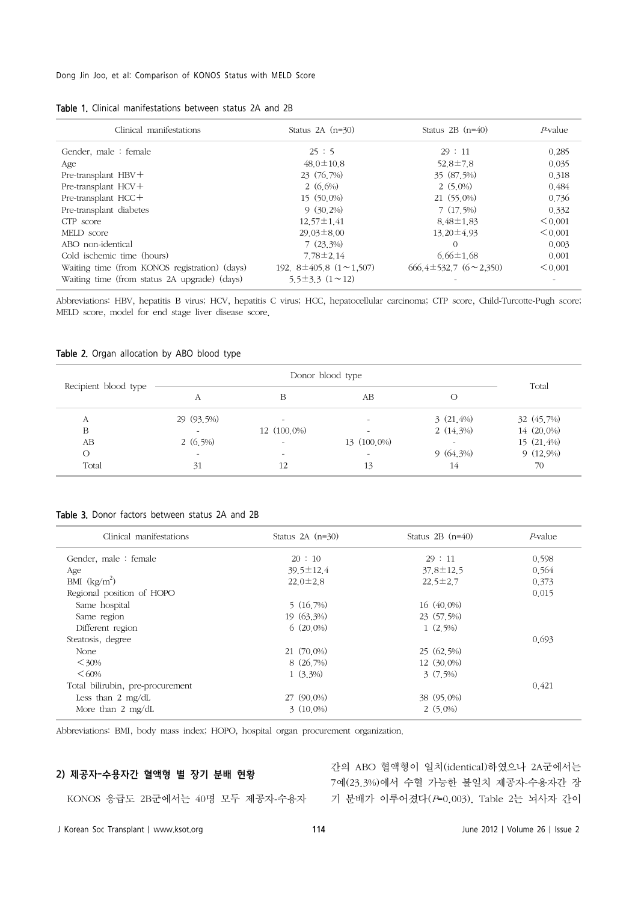**Table 1.** Clinical manifestations between status 2A and 2B

| Clinical manifestations | Status 2A (n=30) | Status 2B (n=40) | *P*-value |
|---|---|---|---|
| Gender, male : female | 25 : 5 | 29 : 11 | 0.285 |
| Age | 48.0±10.8 | 52.8±7.8 | 0.035 |
| Pre-transplant HBV+ | 23 (76.7%) | 35 (87.5%) | 0.318 |
| Pre-transplant HCV+ | 2 (6.6%) | 2 (5.0%) | 0.484 |
| Pre-transplant HCC+ | 15 (50.0%) | 21 (55.0%) | 0.736 |
| Pre-transplant diabetes | 9 (30.2%) | 7 (17.5%) | 0.332 |
| CTP score | 12.57±1.41 | 8.48±1.83 | <0.001 |
| MELD score | 29.03±8.00 | 13.20±4.93 | <0.001 |
| ABO non-identical | 7 (23.3%) | 0 | 0.003 |
| Cold ischemic time (hours) | 7.78±2.14 | 6.66±1.68 | 0.001 |
| Waiting time (from KONOS registration) (days) | 192. 8±405.8 (1∼1,507) | 666.4±532.7 (6∼2,350) | <0.001 |
| Waiting time (from status 2A upgrade) (days) | 5.5±3.3 (1∼12) | - | - |

Abbreviations: HBV, hepatitis B virus; HCV, hepatitis C virus; HCC, hepatocellular carcinoma; CTP score, Child-Turcotte-Pugh score; MELD score, model for end stage liver disease score.

**Table 2.** Organ allocation by ABO blood type

| Recipient blood type | Donor blood type | | | | Total |
|---|---|---|---|---|---|
| | A | B | AB | O | |
| A | 29 (93.5%) | - | - | 3 (21.4%) | 32 (45.7%) |
| B | - | 12 (100.0%) | - | 2 (14.3%) | 14 (20.0%) |
| AB | 2 (6.5%) | - | 13 (100.0%) | - | 15 (21.4%) |
| O | - | - | - | 9 (64.3%) | 9 (12.9%) |
| Total | 31 | 12 | 13 | 14 | 70 |

**Table 3.** Donor factors between status 2A and 2B

| Clinical manifestations | Status 2A (n=30) | Status 2B (n=40) | *P*-value |
|---|---|---|---|
| Gender, male : female | 20 : 10 | 29 : 11 | 0.598 |
| Age | 39.5±12.4 | 37.8±12.5 | 0.564 |
| BMI (kg/m$^2$) | 22.0±2.8 | 22.5±2.7 | 0.373 |
| Regional position of HOPO | | | 0.015 |
| Same hospital | 5 (16.7%) | 16 (40.0%) | |
| Same region | 19 (63.3%) | 23 (57.5%) | |
| Different region | 6 (20.0%) | 1 (2.5%) | |
| Steatosis, degree | | | 0.693 |
| None | 21 (70.0%) | 25 (62.5%) | |
| <30% | 8 (26.7%) | 12 (30.0%) | |
| <60% | 1 (3.3%) | 3 (7.5%) | |
| Total bilirubin, pre-procurement | | | 0.421 |
| Less than 2 mg/dL | 27 (90.0%) | 38 (95.0%) | |
| More than 2 mg/dL | 3 (10.0%) | 2 (5.0%) | |

Abbreviations: BMI, body mass index; HOPO, hospital organ procurement organization.

#### 2) 제공자-수용자간 혈액형 별 장기 분배 현황

KONOS 응급도 2B군에서는 40명 모두 제공자-수용자간의 ABO 혈액형이 일치(identical)하였으나 2A군에서는 7예(23.3%)에서 수혈 가능한 불일치 제공자-수용자간 장기 분배가 이루어졌다($P$=0.003). Table 2는 뇌사자 간이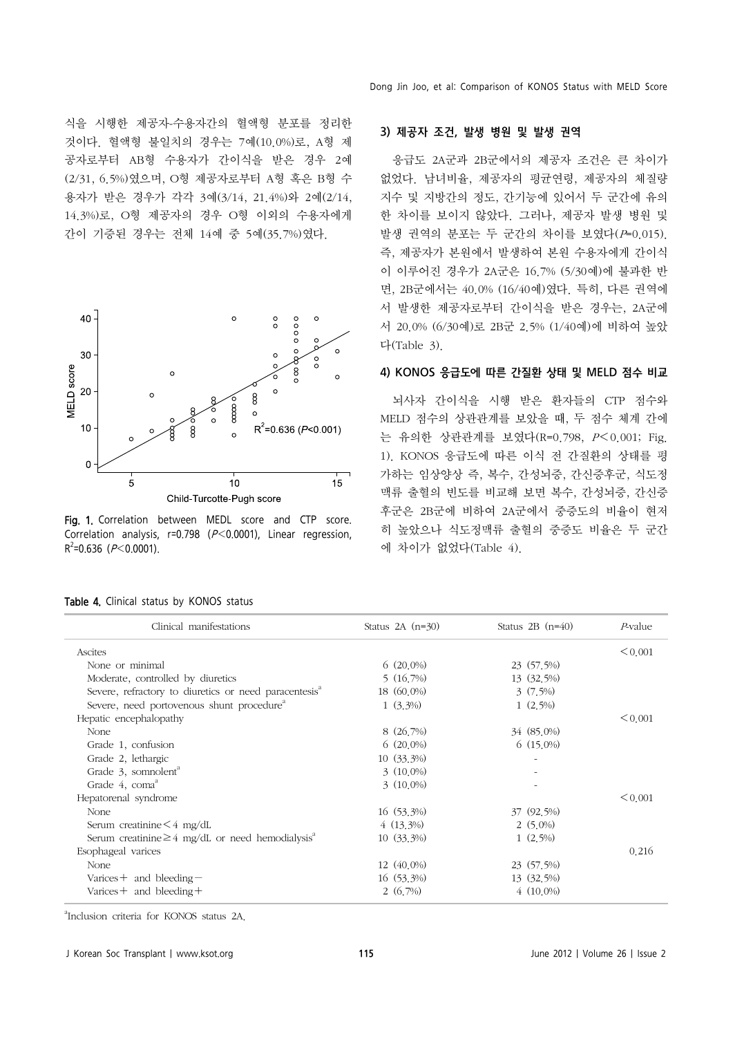식을 시행한 제공자-수용자간의 혈액형 분포를 정리한 것이다. 혈액형 불일치의 경우는 7예(10.0%)로, A형 제공자로부터 AB형 수용자가 간이식을 받은 경우 2예(2/31, 6.5%)였으며, O형 제공자로부터 A형 혹은 B형 수용자가 받은 경우가 각각 3예(3/14, 21.4%)와 2예(2/14, 14.3%)로, O형 제공자의 경우 O형 이외의 수용자에게 간이 기증된 경우는 전체 14예 중 5예(35.7%)였다.

Fig. 1. Correlation between MEDL score and CTP score. Correlation analysis, r=0.798 ($P<0.0001$), Linear regression, $R^2$=0.636 ($P<0.0001$).

### 3) 제공자 조건, 발생 병원 및 발생 권역

응급도 2A군과 2B군에서의 제공자 조건은 큰 차이가 없었다. 남녀비율, 제공자의 평균연령, 제공자의 체질량지수 및 지방간의 정도, 간기능에 있어서 두 군간에 유의한 차이를 보이지 않았다. 그러나, 제공자 발생 병원 및 발생 권역의 분포는 두 군간의 차이를 보였다($P$=0.015). 즉, 제공자가 본원에서 발생하여 본원 수용자에게 간이식이 이루어진 경우가 2A군은 16.7% (5/30예)에 불과한 반면, 2B군에서는 40.0% (16/40예)였다. 특히, 다른 권역에서 발생한 제공자로부터 간이식을 받은 경우는, 2A군에서 20.0% (6/30예)로 2B군 2.5% (1/40예)에 비하여 높았다(Table 3).

### 4) KONOS 응급도에 따른 간질환 상태 및 MELD 점수 비교

뇌사자 간이식을 시행 받은 환자들의 CTP 점수와 MELD 점수의 상관관계를 보았을 때, 두 점수 체계 간에는 유의한 상관관계를 보였다(R=0.798, $P<0.001$; Fig. 1). KONOS 응급도에 따른 이식 전 간질환의 상태를 평가하는 임상양상 즉, 복수, 간성뇌증, 간신증후군, 식도정맥류 출혈의 빈도를 비교해 보면 복수, 간성뇌증, 간신증후군은 2B군에 비하여 2A군에서 중증도의 비율이 현저히 높았으나 식도정맥류 출혈의 중증도 비율은 두 군간에 차이가 없었다(Table 4).

Table 4. Clinical status by KONOS status

| Clinical manifestations | Status 2A (n=30) | Status 2B (n=40) | $P$-value |
|---|---|---|---|
| Ascites | | | <0.001 |
| None or minimal | 6 (20.0%) | 23 (57.5%) | |
| Moderate, controlled by diuretics | 5 (16.7%) | 13 (32.5%) | |
| Severe, refractory to diuretics or need paracentesis[a] | 18 (60.0%) | 3 (7.5%) | |
| Severe, need portovenous shunt procedure[a] | 1 (3.3%) | 1 (2.5%) | |
| Hepatic encephalopathy | | | <0.001 |
| None | 8 (26.7%) | 34 (85.0%) | |
| Grade 1, confusion | 6 (20.0%) | 6 (15.0%) | |
| Grade 2, lethargic | 10 (33.3%) | - | |
| Grade 3, somnolent[a] | 3 (10.0%) | - | |
| Grade 4, coma[a] | 3 (10.0%) | - | |
| Hepatorenal syndrome | | | <0.001 |
| None | 16 (53.3%) | 37 (92.5%) | |
| Serum creatinine<4 mg/dL | 4 (13.3%) | 2 (5.0%) | |
| Serum creatinine≥4 mg/dL or need hemodialysis[a] | 10 (33.3%) | 1 (2.5%) | |
| Esophageal varices | | | 0.216 |
| None | 12 (40.0%) | 23 (57.5%) | |
| Varices+ and bleeding− | 16 (53.3%) | 13 (32.5%) | |
| Varices+ and bleeding+ | 2 (6.7%) | 4 (10.0%) | |

[a]Inclusion criteria for KONOS status 2A.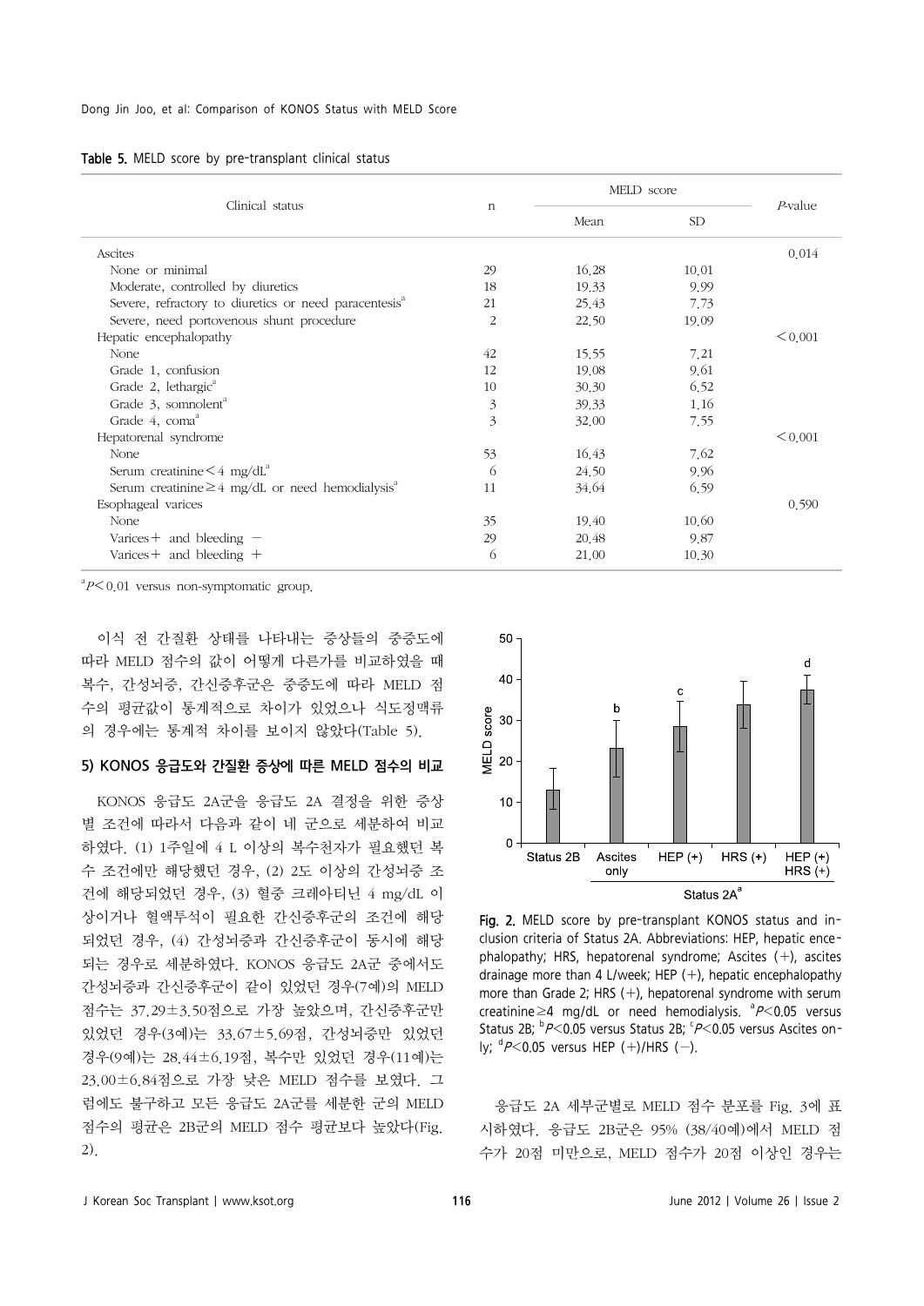**Table 5.** MELD score by pre-transplant clinical status

| Clinical status | n | MELD score | | P-value |
|---|---|---|---|---|
| | | Mean | SD | |
| Ascites | | | | 0.014 |
| None or minimal | 29 | 16.28 | 10.01 | |
| Moderate, controlled by diuretics | 18 | 19.33 | 9.99 | |
| Severe, refractory to diuretics or need paracentesis[a] | 21 | 25.43 | 7.73 | |
| Severe, need portovenous shunt procedure | 2 | 22.50 | 19.09 | |
| Hepatic encephalopathy | | | | <0.001 |
| None | 42 | 15.55 | 7.21 | |
| Grade 1, confusion | 12 | 19.08 | 9.61 | |
| Grade 2, lethargic[a] | 10 | 30.30 | 6.52 | |
| Grade 3, somnolent[a] | 3 | 39.33 | 1.16 | |
| Grade 4, coma[a] | 3 | 32.00 | 7.55 | |
| Hepatorenal syndrome | | | | <0.001 |
| None | 53 | 16.43 | 7.62 | |
| Serum creatinine<4 mg/dL[a] | 6 | 24.50 | 9.96 | |
| Serum creatinine≥4 mg/dL or need hemodialysis[a] | 11 | 34.64 | 6.59 | |
| Esophageal varices | | | | 0.590 |
| None | 35 | 19.40 | 10.60 | |
| Varices+ and bleeding − | 29 | 20.48 | 9.87 | |
| Varices+ and bleeding + | 6 | 21.00 | 10.30 | |

[a] $P<0.01$ versus non-symptomatic group.

이식 전 간질환 상태를 나타내는 증상들의 중증도에 따라 MELD 점수의 값이 어떻게 다른가를 비교하였을 때 복수, 간성뇌증, 간신증후군은 중증도에 따라 MELD 점수의 평균값이 통계적으로 차이가 있었으나 식도정맥류의 경우에는 통계적 차이를 보이지 않았다(Table 5).

### 5) KONOS 응급도와 간질환 증상에 따른 MELD 점수의 비교

KONOS 응급도 2A군을 응급도 2A 결정을 위한 증상별 조건에 따라서 다음과 같이 네 군으로 세분하여 비교하였다. (1) 1주일에 4 L 이상의 복수천자가 필요했던 복수 조건에만 해당했던 경우, (2) 2도 이상의 간성뇌증 조건에 해당되었던 경우, (3) 혈중 크레아티닌 4 mg/dL 이상이거나 혈액투석이 필요한 간신증후군의 조건에 해당되었던 경우, (4) 간성뇌증과 간신증후군이 동시에 해당되는 경우로 세분하였다. KONOS 응급도 2A군 중에서도 간성뇌증과 간신증후군이 같이 있었던 경우(7예)의 MELD 점수는 37.29±3.50점으로 가장 높았으며, 간신증후군만 있었던 경우(3예)는 33.67±5.69점, 간성뇌증만 있었던 경우(9예)는 28.44±6.19점, 복수만 있었던 경우(11예)는 23.00±6.84점으로 가장 낮은 MELD 점수를 보였다. 그럼에도 불구하고 모든 응급도 2A군을 세분한 군의 MELD 점수의 평균은 2B군의 MELD 점수 평균보다 높았다(Fig. 2).

**Fig. 2.** MELD score by pre-transplant KONOS status and inclusion criteria of Status 2A. Abbreviations: HEP, hepatic encephalopathy; HRS, hepatorenal syndrome; Ascites (+), ascites drainage more than 4 L/week; HEP (+), hepatic encephalopathy more than Grade 2; HRS (+), hepatorenal syndrome with serum creatinine≥4 mg/dL or need hemodialysis. [a] $P<0.05$ versus Status 2B; [b] $P<0.05$ versus Status 2B; [c] $P<0.05$ versus Ascites only; [d] $P<0.05$ versus HEP (+)/HRS (−).

응급도 2A 세부군별로 MELD 점수 분포를 Fig. 3에 표시하였다. 응급도 2B군은 95% (38/40예)에서 MELD 점수가 20점 미만으로, MELD 점수가 20점 이상인 경우는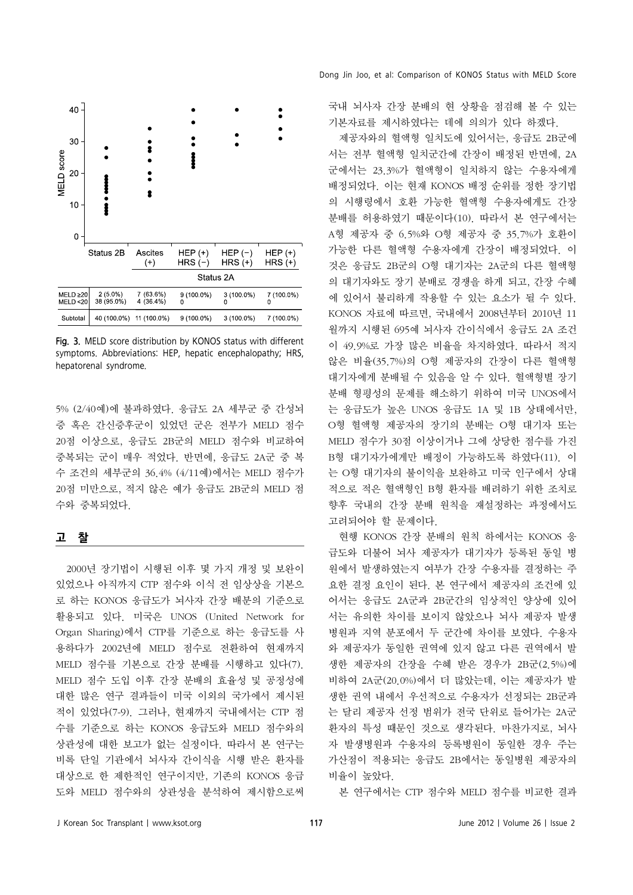| | Status 2B | Ascites (+) | HEP (+) HRS (−) | HEP (−) HRS (+) | HEP (+) HRS (+) |
|---|---|---|---|---|---|
| | | Status 2A | | | |
| MELD ≥20 | 2 (5.0%) | 7 (63.6%) | 9 (100.0%) | 3 (100.0%) | 7 (100.0%) |
| MELD <20 | 38 (95.0%) | 4 (36.4%) | 0 | 0 | 0 |
| Subtotal | 40 (100.0%) | 11 (100.0%) | 9 (100.0%) | 3 (100.0%) | 7 (100.0%) |

**Fig. 3.** MELD score distribution by KONOS status with different symptoms. Abbreviations: HEP, hepatic encephalopathy; HRS, hepatorenal syndrome.

5% (2/40예)에 불과하였다. 응급도 2A 세부군 중 간성뇌증 혹은 간신증후군이 있었던 군은 전부가 MELD 점수 20점 이상으로, 응급도 2B군의 MELD 점수와 비교하여 중복되는 군이 매우 적었다. 반면에, 응급도 2A군 중 복수 조건의 세부군의 36.4% (4/11예)에서는 MELD 점수가 20점 미만으로, 적지 않은 예가 응급도 2B군의 MELD 점수와 중복되었다.

## 고 찰

2000년 장기법이 시행된 이후 몇 가지 개정 및 보완이 있었으나 아직까지 CTP 점수와 이식 전 임상상을 기본으로 하는 KONOS 응급도가 뇌사자 간장 배분의 기준으로 활용되고 있다. 미국은 UNOS (United Network for Organ Sharing)에서 CTP를 기준으로 하는 응급도를 사용하다가 2002년에 MELD 점수로 전환하여 현재까지 MELD 점수를 기본으로 간장 분배를 시행하고 있다(7). MELD 점수 도입 이후 간장 분배의 효율성 및 공정성에 대한 많은 연구 결과들이 미국 이외의 국가에서 제시된 적이 있었다(7-9). 그러나, 현재까지 국내에서는 CTP 점수를 기준으로 하는 KONOS 응급도와 MELD 점수와의 상관성에 대한 보고가 없는 실정이다. 따라서 본 연구는 비록 단일 기관에서 뇌사자 간이식을 시행 받은 환자를 대상으로 한 제한적인 연구이지만, 기존의 KONOS 응급도와 MELD 점수와의 상관성을 분석하여 제시함으로써 국내 뇌사자 간장 분배의 현 상황을 점검해 볼 수 있는 기본자료를 제시하였다는 데에 의의가 있다 하겠다.

제공자와의 혈액형 일치도에 있어서는, 응급도 2B군에서는 전부 혈액형 일치군간에 간장이 배정된 반면에, 2A군에서는 23.3%가 혈액형이 일치하지 않는 수용자에게 배정되었다. 이는 현재 KONOS 배정 순위를 정한 장기법의 시행령에서 호환 가능한 혈액형 수용자에게도 간장 분배를 허용하였기 때문이다(10). 따라서 본 연구에서는 A형 제공자 중 6.5%와 O형 제공자 중 35.7%가 호환이 가능한 다른 혈액형 수용자에게 간장이 배정되었다. 이것은 응급도 2B군의 O형 대기자는 2A군의 다른 혈액형의 대기자와도 장기 분배로 경쟁을 하게 되고, 간장 수혜에 있어서 불리하게 작용할 수 있는 요소가 될 수 있다. KONOS 자료에 따르면, 국내에서 2008년부터 2010년 11월까지 시행된 695예 뇌사자 간이식에서 응급도 2A 조건이 49.9%로 가장 많은 비율을 차지하였다. 따라서 적지 않은 비율(35.7%)의 O형 제공자의 간장이 다른 혈액형 대기자에게 분배될 수 있음을 알 수 있다. 혈액형별 장기 분배 형평성의 문제를 해소하기 위하여 미국 UNOS에서는 응급도가 높은 UNOS 응급도 1A 및 1B 상태에서만, O형 혈액형 제공자의 장기의 분배는 O형 대기자 또는 MELD 점수가 30점 이상이거나 그에 상당한 점수를 가진 B형 대기자가에게만 배정이 가능하도록 하였다(11). 이는 O형 대기자의 불이익을 보완하고 미국 인구에서 상대적으로 적은 혈액형인 B형 환자를 배려하기 위한 조치로 향후 국내의 간장 분배 원칙을 재설정하는 과정에서도 고려되어야 할 문제이다.

현행 KONOS 간장 분배의 원칙 하에서는 KONOS 응급도와 더불어 뇌사 제공자가 대기자가 등록된 동일 병원에서 발생하였는지 여부가 간장 수용자를 결정하는 주요한 결정 요인이 된다. 본 연구에서 제공자의 조건에 있어서는 응급도 2A군과 2B군간의 임상적인 양상에 있어서는 유의한 차이를 보이지 않았으나 뇌사 제공자 발생 병원과 지역 분포에서 두 군간에 차이를 보였다. 수용자와 제공자가 동일한 권역에 있지 않고 다른 권역에서 발생한 제공자의 간장을 수혜 받은 경우가 2B군(2.5%)에 비하여 2A군(20.0%)에서 더 많았는데, 이는 제공자가 발생한 권역 내에서 우선적으로 수용자가 선정되는 2B군과는 달리 제공자 선정 범위가 전국 단위로 들어가는 2A군 환자의 특성 때문인 것으로 생각된다. 마찬가지로, 뇌사자 발생병원과 수용자의 등록병원이 동일한 경우 주는 가산점이 적용되는 응급도 2B에서는 동일병원 제공자의 비율이 높았다.

본 연구에서는 CTP 점수와 MELD 점수를 비교한 결과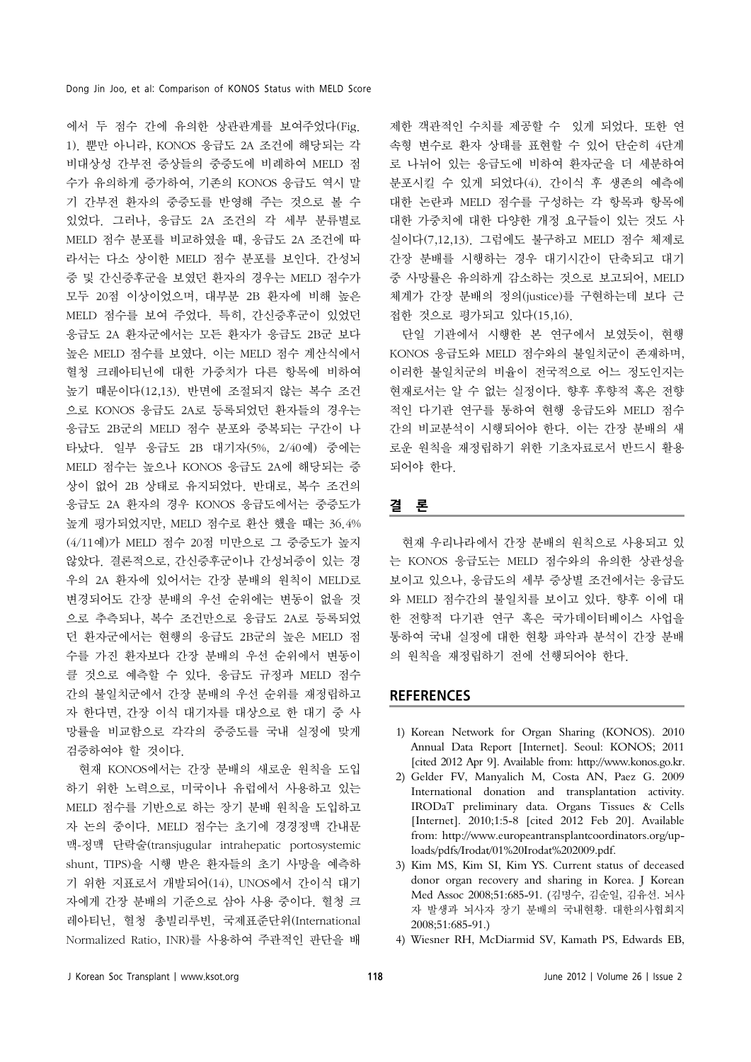에서 두 점수 간에 유의한 상관관계를 보여주었다(Fig. 1). 뿐만 아니라, KONOS 응급도 2A 조건에 해당되는 각 비대상성 간부전 증상들의 중증도에 비례하여 MELD 점수가 유의하게 증가하여, 기존의 KONOS 응급도 역시 말기 간부전 환자의 중증도를 반영해 주는 것으로 볼 수 있었다. 그러나, 응급도 2A 조건의 각 세부 분류별로 MELD 점수 분포를 비교하였을 때, 응급도 2A 조건에 따라서는 다소 상이한 MELD 점수 분포를 보인다. 간성뇌증 및 간신증후군을 보였던 환자의 경우는 MELD 점수가 모두 20점 이상이었으며, 대부분 2B 환자에 비해 높은 MELD 점수를 보여 주었다. 특히, 간신증후군이 있었던 응급도 2A 환자군에서는 모든 환자가 응급도 2B군 보다 높은 MELD 점수를 보였다. 이는 MELD 점수 계산식에서 혈청 크레아티닌에 대한 가중치가 다른 항목에 비하여 높기 때문이다(12,13). 반면에 조절되지 않는 복수 조건으로 KONOS 응급도 2A로 등록되었던 환자들의 경우는 응급도 2B군의 MELD 점수 분포와 중복되는 구간이 나타났다. 일부 응급도 2B 대기자(5%, 2/40예) 중에는 MELD 점수는 높으나 KONOS 응급도 2A에 해당되는 증상이 없어 2B 상태로 유지되었다. 반대로, 복수 조건의 응급도 2A 환자의 경우 KONOS 응급도에서는 중증도가 높게 평가되었지만, MELD 점수로 환산 했을 때는 36.4% (4/11예)가 MELD 점수 20점 미만으로 그 중증도가 높지 않았다. 결론적으로, 간신증후군이나 간성뇌증이 있는 경우의 2A 환자에 있어서는 간장 분배의 원칙이 MELD로 변경되어도 간장 분배의 우선 순위에는 변동이 없을 것으로 추측되나, 복수 조건만으로 응급도 2A로 등록되었던 환자군에서는 현행의 응급도 2B군의 높은 MELD 점수를 가진 환자보다 간장 분배의 우선 순위에서 변동이 클 것으로 예측할 수 있다. 응급도 규정과 MELD 점수 간의 불일치군에서 간장 분배의 우선 순위를 재정립하고자 한다면, 간장 이식 대기자를 대상으로 한 대기 중 사망률을 비교함으로 각각의 중증도를 국내 실정에 맞게 검증하여야 할 것이다.

현재 KONOS에서는 간장 분배의 새로운 원칙을 도입하기 위한 노력으로, 미국이나 유럽에서 사용하고 있는 MELD 점수를 기반으로 하는 장기 분배 원칙을 도입하고자 논의 중이다. MELD 점수는 초기에 경경정맥 간내문맥-정맥 단락술(transjugular intrahepatic portosystemic shunt, TIPS)을 시행 받은 환자들의 초기 사망을 예측하기 위한 지표로서 개발되어(14), UNOS에서 간이식 대기자에게 간장 분배의 기준으로 삼아 사용 중이다. 혈청 크레아티닌, 혈청 총빌리루빈, 국제표준단위(International Normalized Ratio, INR)를 사용하여 주관적인 판단을 배제한 객관적인 수치를 제공할 수 있게 되었다. 또한 연속형 변수로 환자 상태를 표현할 수 있어 단순히 4단계로 나뉘어 있는 응급도에 비하여 환자군을 더 세분하여 분포시킬 수 있게 되었다(4). 간이식 후 생존의 예측에 대한 논란과 MELD 점수를 구성하는 각 항목과 항목에 대한 가중치에 대한 다양한 개정 요구들이 있는 것도 사실이다(7,12,13). 그럼에도 불구하고 MELD 점수 체제로 간장 분배를 시행하는 경우 대기시간이 단축되고 대기 중 사망률은 유의하게 감소하는 것으로 보고되어, MELD 체계가 간장 분배의 정의(justice)를 구현하는데 보다 근접한 것으로 평가되고 있다(15,16).

단일 기관에서 시행한 본 연구에서 보였듯이, 현행 KONOS 응급도와 MELD 점수와의 불일치군이 존재하며, 이러한 불일치군의 비율이 전국적으로 어느 정도인지는 현재로서는 알 수 없는 실정이다. 향후 후향적 혹은 전향적인 다기관 연구를 통하여 현행 응급도와 MELD 점수간의 비교분석이 시행되어야 한다. 이는 간장 분배의 새로운 원칙을 재정립하기 위한 기초자료로서 반드시 활용되어야 한다.

## 결 론

현재 우리나라에서 간장 분배의 원칙으로 사용되고 있는 KONOS 응급도는 MELD 점수와의 유의한 상관성을 보이고 있으나, 응급도의 세부 증상별 조건에서는 응급도와 MELD 점수간의 불일치를 보이고 있다. 향후 이에 대한 전향적 다기관 연구 혹은 국가데이터베이스 사업을 통하여 국내 실정에 대한 현황 파악과 분석이 간장 분배의 원칙을 재정립하기 전에 선행되어야 한다.

## REFERENCES

1) Korean Network for Organ Sharing (KONOS). 2010 Annual Data Report [Internet]. Seoul: KONOS; 2011 [cited 2012 Apr 9]. Available from: http://www.konos.go.kr.
2) Gelder FV, Manyalich M, Costa AN, Paez G. 2009 International donation and transplantation activity. IRODaT preliminary data. Organs Tissues & Cells [Internet]. 2010;1:5-8 [cited 2012 Feb 20]. Available from: http://www.europeantransplantcoordinators.org/uploads/pdfs/Irodat/01%20Irodat%202009.pdf.
3) Kim MS, Kim SI, Kim YS. Current status of deceased donor organ recovery and sharing in Korea. J Korean Med Assoc 2008;51:685-91. (김명수, 김순일, 김유선. 뇌사자 발생과 뇌사자 장기 분배의 국내현황. 대한의사협회지 2008;51:685-91.)
4) Wiesner RH, McDiarmid SV, Kamath PS, Edwards EB,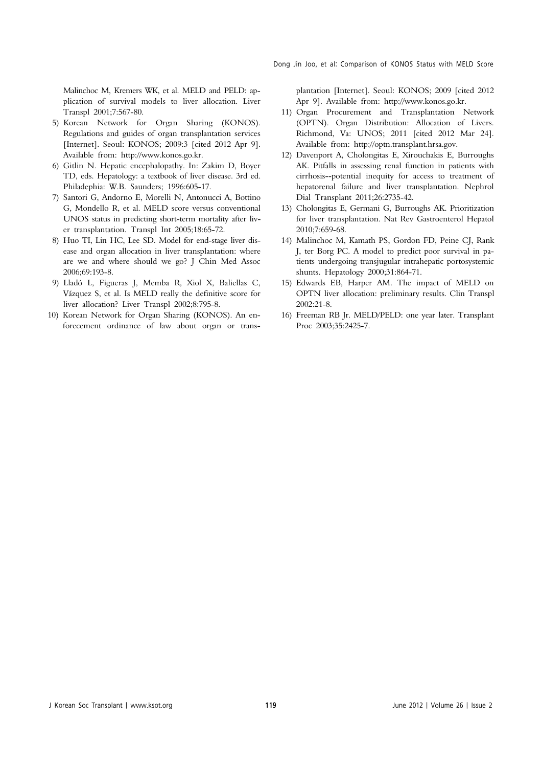Malinchoc M, Kremers WK, et al. MELD and PELD: application of survival models to liver allocation. Liver Transpl 2001;7:567-80.

5) Korean Network for Organ Sharing (KONOS). Regulations and guides of organ transplantation services [Internet]. Seoul: KONOS; 2009:3 [cited 2012 Apr 9]. Available from: http://www.konos.go.kr.
6) Gitlin N. Hepatic encephalopathy. In: Zakim D, Boyer TD, eds. Hepatology: a textbook of liver disease. 3rd ed. Philadephia: W.B. Saunders; 1996:605-17.
7) Santori G, Andorno E, Morelli N, Antonucci A, Bottino G, Mondello R, et al. MELD score versus conventional UNOS status in predicting short-term mortality after liver transplantation. Transpl Int 2005;18:65-72.
8) Huo TI, Lin HC, Lee SD. Model for end-stage liver disease and organ allocation in liver transplantation: where are we and where should we go? J Chin Med Assoc 2006;69:193-8.
9) Lladó L, Figueras J, Memba R, Xiol X, Baliellas C, Vázquez S, et al. Is MELD really the definitive score for liver allocation? Liver Transpl 2002;8:795-8.
10) Korean Network for Organ Sharing (KONOS). An enforecement ordinance of law about organ or transplantation [Internet]. Seoul: KONOS; 2009 [cited 2012 Apr 9]. Available from: http://www.konos.go.kr.
11) Organ Procurement and Transplantation Network (OPTN). Organ Distribution: Allocation of Livers. Richmond, Va: UNOS; 2011 [cited 2012 Mar 24]. Available from: http://optn.transplant.hrsa.gov.
12) Davenport A, Cholongitas E, Xirouchakis E, Burroughs AK. Pitfalls in assessing renal function in patients with cirrhosis--potential inequity for access to treatment of hepatorenal failure and liver transplantation. Nephrol Dial Transplant 2011;26:2735-42.
13) Cholongitas E, Germani G, Burroughs AK. Prioritization for liver transplantation. Nat Rev Gastroenterol Hepatol 2010;7:659-68.
14) Malinchoc M, Kamath PS, Gordon FD, Peine CJ, Rank J, ter Borg PC. A model to predict poor survival in patients undergoing transjugular intrahepatic portosystemic shunts. Hepatology 2000;31:864-71.
15) Edwards EB, Harper AM. The impact of MELD on OPTN liver allocation: preliminary results. Clin Transpl 2002:21-8.
16) Freeman RB Jr. MELD/PELD: one year later. Transplant Proc 2003;35:2425-7.